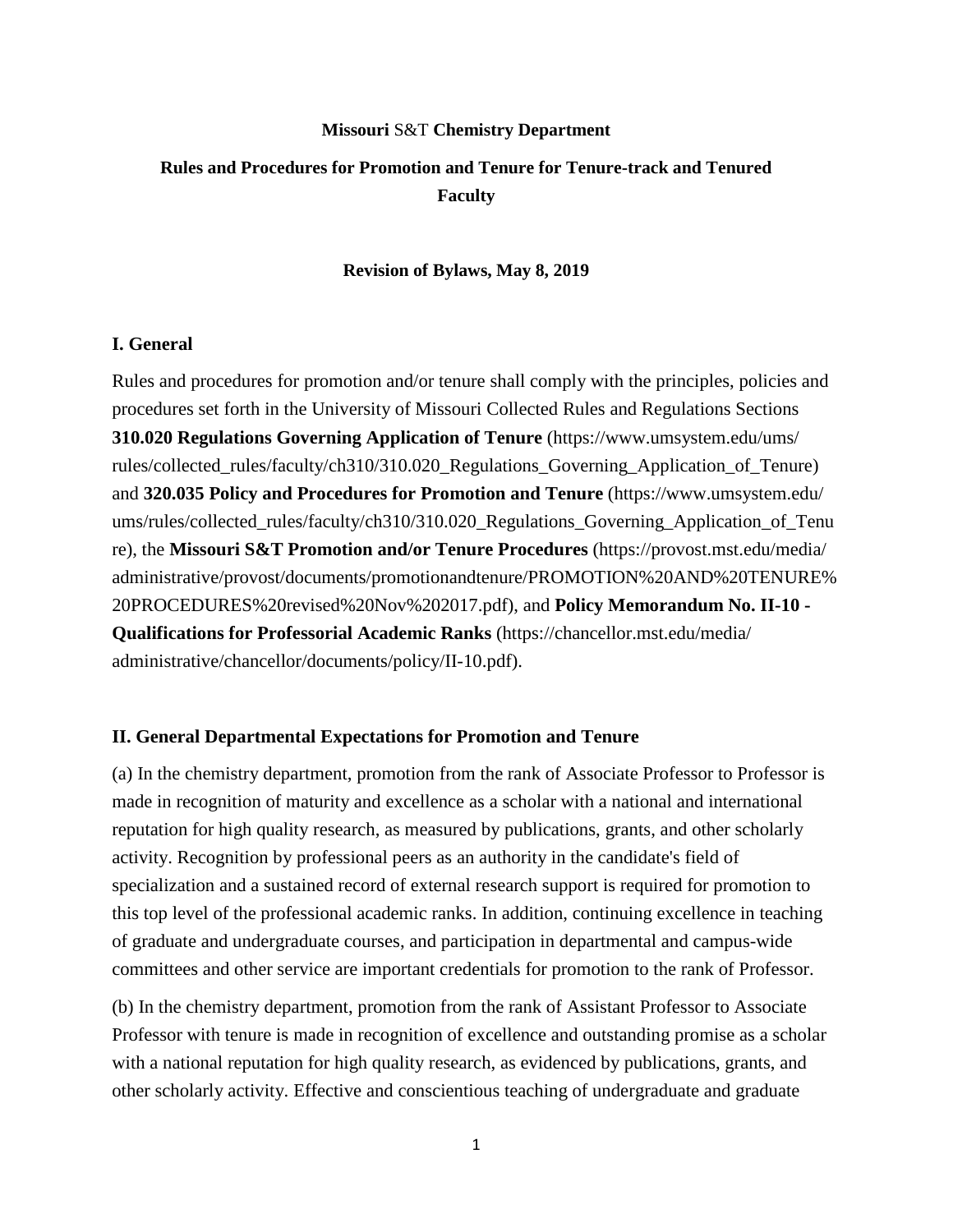**Missouri** S&T **Chemistry Department**

**Rules and Procedures for Promotion and Tenure for Tenure-track and Tenured Faculty**

**Revision of Bylaws, May 8, 2019**

## I. General

Rules and procedures for promotion and/or tenure shall comply with the principles, policies and procedures set forth in the University of Missouri Collected Rules and Regulations Sections **310.020 Regulations Governing Application of Tenure** (https://www.umsystem.edu/ums/rules/collected_rules/faculty/ch310/310.020_Regulations_Governing_Application_of_Tenure) and **320.035 Policy and Procedures for Promotion and Tenure** (https://www.umsystem.edu/ums/rules/collected_rules/faculty/ch310/310.020_Regulations_Governing_Application_of_Tenure), the **Missouri S&T Promotion and/or Tenure Procedures** (https://provost.mst.edu/media/administrative/provost/documents/promotionandtenure/PROMOTION%20AND%20TENURE%20PROCEDURES%20revised%20Nov%202017.pdf), and **Policy Memorandum No. II-10 - Qualifications for Professorial Academic Ranks** (https://chancellor.mst.edu/media/administrative/chancellor/documents/policy/II-10.pdf).

## II. General Departmental Expectations for Promotion and Tenure

(a) In the chemistry department, promotion from the rank of Associate Professor to Professor is made in recognition of maturity and excellence as a scholar with a national and international reputation for high quality research, as measured by publications, grants, and other scholarly activity. Recognition by professional peers as an authority in the candidate's field of specialization and a sustained record of external research support is required for promotion to this top level of the professional academic ranks. In addition, continuing excellence in teaching of graduate and undergraduate courses, and participation in departmental and campus-wide committees and other service are important credentials for promotion to the rank of Professor.

(b) In the chemistry department, promotion from the rank of Assistant Professor to Associate Professor with tenure is made in recognition of excellence and outstanding promise as a scholar with a national reputation for high quality research, as evidenced by publications, grants, and other scholarly activity. Effective and conscientious teaching of undergraduate and graduate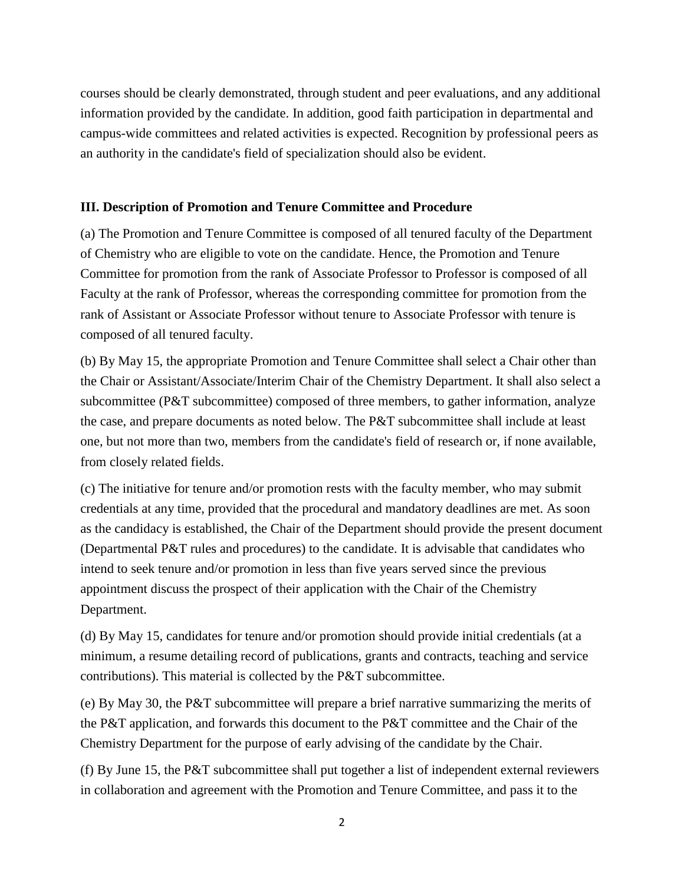courses should be clearly demonstrated, through student and peer evaluations, and any additional information provided by the candidate. In addition, good faith participation in departmental and campus-wide committees and related activities is expected. Recognition by professional peers as an authority in the candidate's field of specialization should also be evident.

### III. Description of Promotion and Tenure Committee and Procedure

(a) The Promotion and Tenure Committee is composed of all tenured faculty of the Department of Chemistry who are eligible to vote on the candidate. Hence, the Promotion and Tenure Committee for promotion from the rank of Associate Professor to Professor is composed of all Faculty at the rank of Professor, whereas the corresponding committee for promotion from the rank of Assistant or Associate Professor without tenure to Associate Professor with tenure is composed of all tenured faculty.

(b) By May 15, the appropriate Promotion and Tenure Committee shall select a Chair other than the Chair or Assistant/Associate/Interim Chair of the Chemistry Department. It shall also select a subcommittee (P&T subcommittee) composed of three members, to gather information, analyze the case, and prepare documents as noted below. The P&T subcommittee shall include at least one, but not more than two, members from the candidate's field of research or, if none available, from closely related fields.

(c) The initiative for tenure and/or promotion rests with the faculty member, who may submit credentials at any time, provided that the procedural and mandatory deadlines are met. As soon as the candidacy is established, the Chair of the Department should provide the present document (Departmental P&T rules and procedures) to the candidate. It is advisable that candidates who intend to seek tenure and/or promotion in less than five years served since the previous appointment discuss the prospect of their application with the Chair of the Chemistry Department.

(d) By May 15, candidates for tenure and/or promotion should provide initial credentials (at a minimum, a resume detailing record of publications, grants and contracts, teaching and service contributions). This material is collected by the P&T subcommittee.

(e) By May 30, the P&T subcommittee will prepare a brief narrative summarizing the merits of the P&T application, and forwards this document to the P&T committee and the Chair of the Chemistry Department for the purpose of early advising of the candidate by the Chair.

(f) By June 15, the P&T subcommittee shall put together a list of independent external reviewers in collaboration and agreement with the Promotion and Tenure Committee, and pass it to the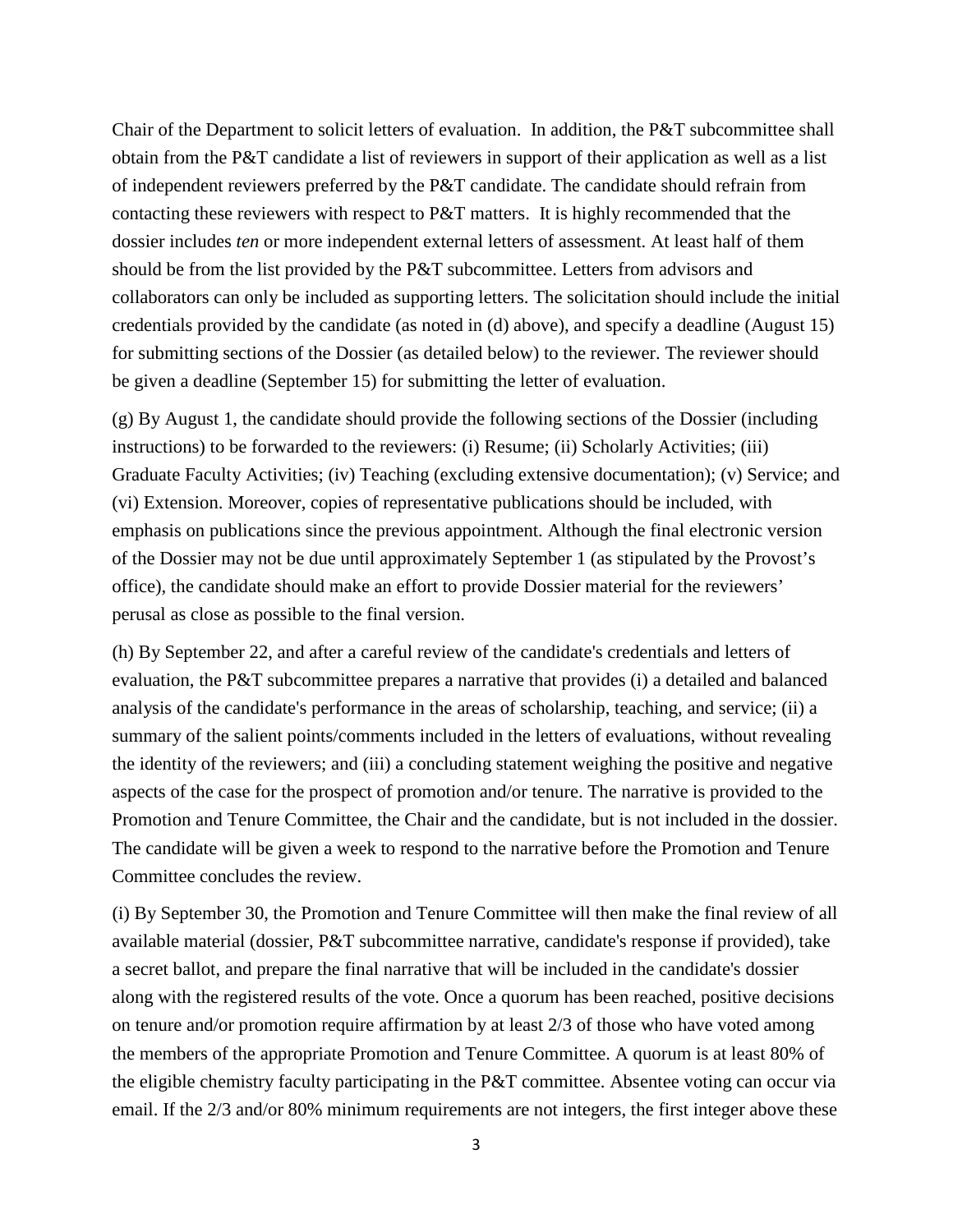Chair of the Department to solicit letters of evaluation. In addition, the P&T subcommittee shall obtain from the P&T candidate a list of reviewers in support of their application as well as a list of independent reviewers preferred by the P&T candidate. The candidate should refrain from contacting these reviewers with respect to P&T matters. It is highly recommended that the dossier includes *ten* or more independent external letters of assessment. At least half of them should be from the list provided by the P&T subcommittee. Letters from advisors and collaborators can only be included as supporting letters. The solicitation should include the initial credentials provided by the candidate (as noted in (d) above), and specify a deadline (August 15) for submitting sections of the Dossier (as detailed below) to the reviewer. The reviewer should be given a deadline (September 15) for submitting the letter of evaluation.

(g) By August 1, the candidate should provide the following sections of the Dossier (including instructions) to be forwarded to the reviewers: (i) Resume; (ii) Scholarly Activities; (iii) Graduate Faculty Activities; (iv) Teaching (excluding extensive documentation); (v) Service; and (vi) Extension. Moreover, copies of representative publications should be included, with emphasis on publications since the previous appointment. Although the final electronic version of the Dossier may not be due until approximately September 1 (as stipulated by the Provost's office), the candidate should make an effort to provide Dossier material for the reviewers' perusal as close as possible to the final version.

(h) By September 22, and after a careful review of the candidate's credentials and letters of evaluation, the P&T subcommittee prepares a narrative that provides (i) a detailed and balanced analysis of the candidate's performance in the areas of scholarship, teaching, and service; (ii) a summary of the salient points/comments included in the letters of evaluations, without revealing the identity of the reviewers; and (iii) a concluding statement weighing the positive and negative aspects of the case for the prospect of promotion and/or tenure. The narrative is provided to the Promotion and Tenure Committee, the Chair and the candidate, but is not included in the dossier. The candidate will be given a week to respond to the narrative before the Promotion and Tenure Committee concludes the review.

(i) By September 30, the Promotion and Tenure Committee will then make the final review of all available material (dossier, P&T subcommittee narrative, candidate's response if provided), take a secret ballot, and prepare the final narrative that will be included in the candidate's dossier along with the registered results of the vote. Once a quorum has been reached, positive decisions on tenure and/or promotion require affirmation by at least 2/3 of those who have voted among the members of the appropriate Promotion and Tenure Committee. A quorum is at least 80% of the eligible chemistry faculty participating in the P&T committee. Absentee voting can occur via email. If the 2/3 and/or 80% minimum requirements are not integers, the first integer above these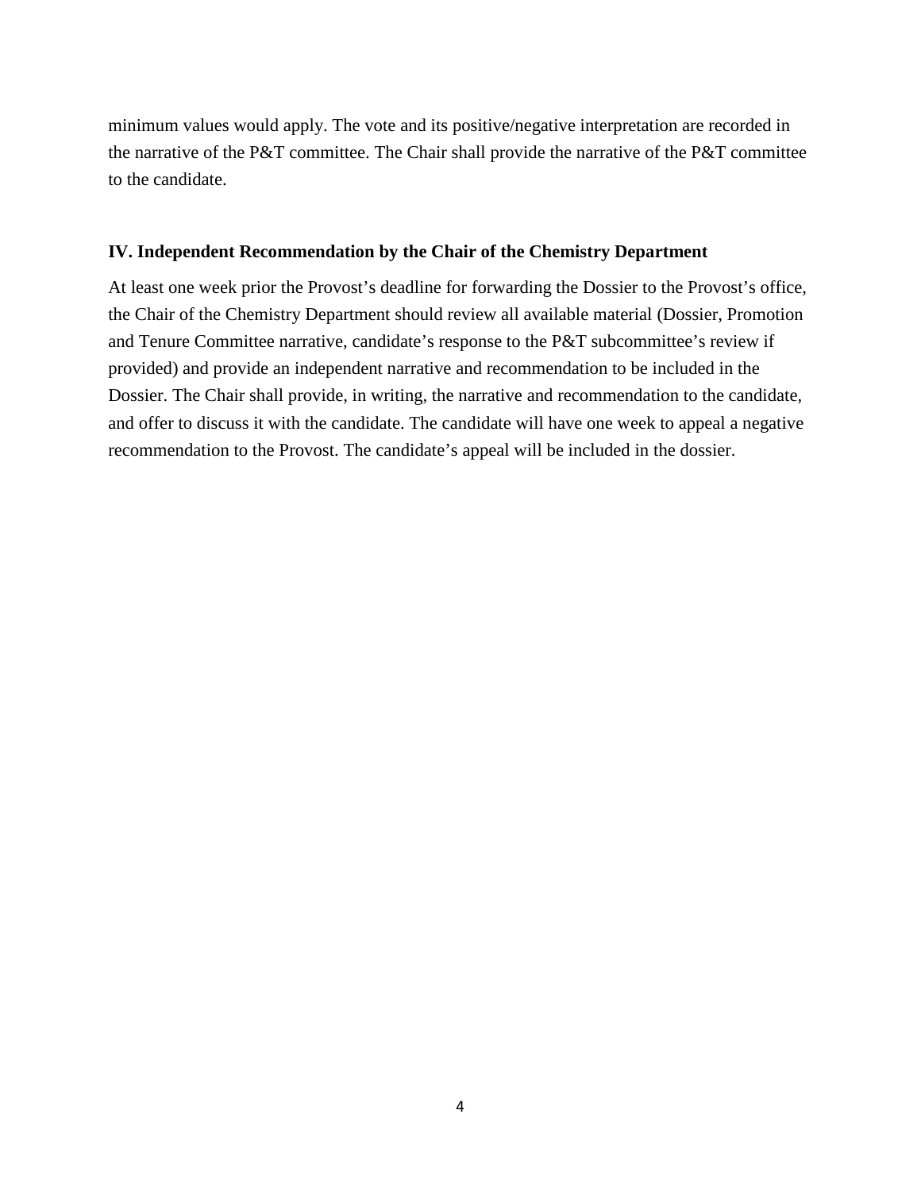minimum values would apply. The vote and its positive/negative interpretation are recorded in the narrative of the P&T committee. The Chair shall provide the narrative of the P&T committee to the candidate.

### IV. Independent Recommendation by the Chair of the Chemistry Department

At least one week prior the Provost's deadline for forwarding the Dossier to the Provost's office, the Chair of the Chemistry Department should review all available material (Dossier, Promotion and Tenure Committee narrative, candidate's response to the P&T subcommittee's review if provided) and provide an independent narrative and recommendation to be included in the Dossier. The Chair shall provide, in writing, the narrative and recommendation to the candidate, and offer to discuss it with the candidate. The candidate will have one week to appeal a negative recommendation to the Provost. The candidate's appeal will be included in the dossier.